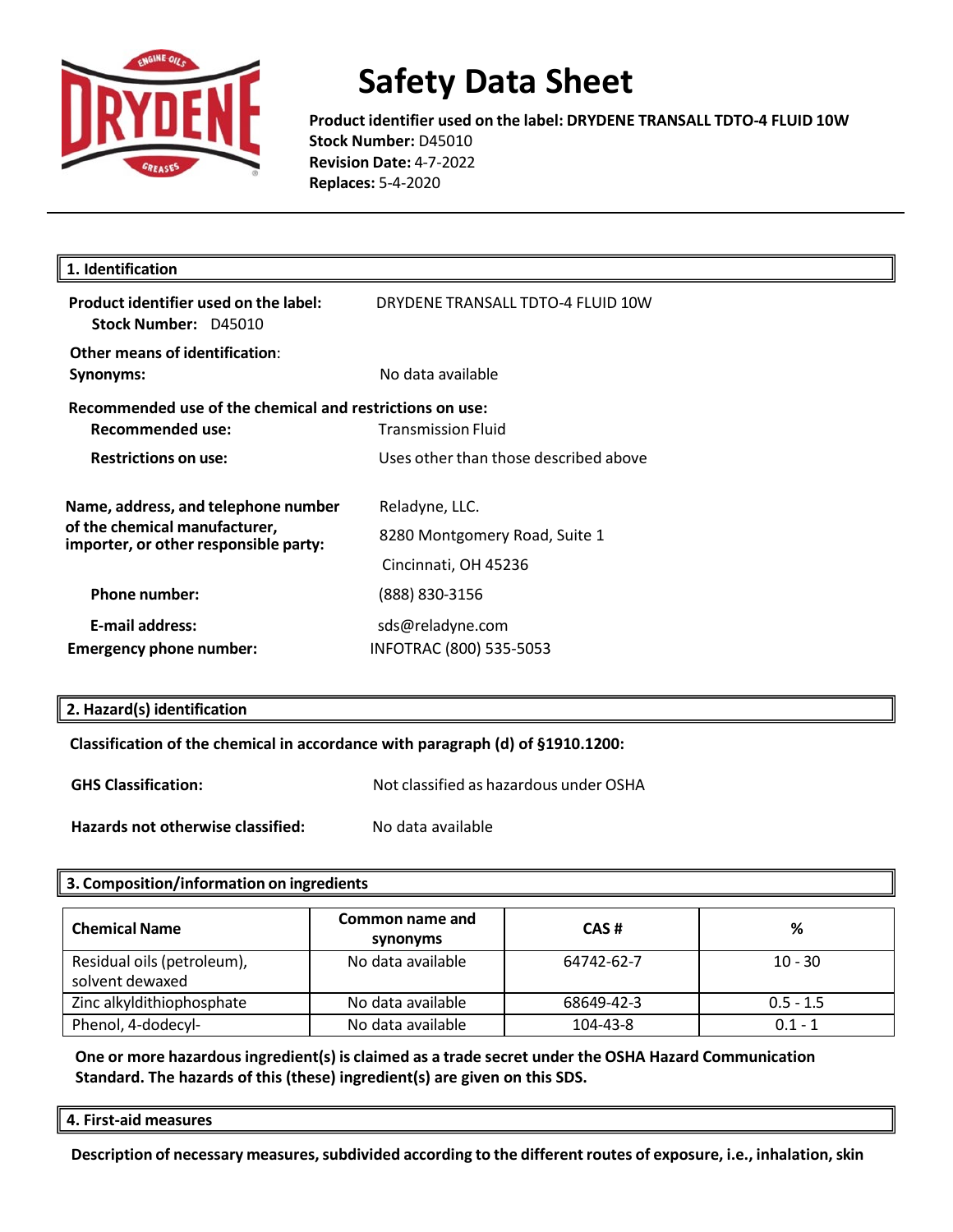# Safety Data Sheet

**Product identifier used on the label: DRYDENE TRANSALL TDTO-4 FLUID 10W**
**Stock Number:** D45010
**Revision Date:** 4-7-2022
**Replaces:** 5-4-2020

## 1. Identification

**Product identifier used on the label:** DRYDENE TRANSALL TDTO-4 FLUID 10W
**Stock Number:** D45010

**Other means of identification:**
**Synonyms:** No data available

**Recommended use of the chemical and restrictions on use:**
**Recommended use:** Transmission Fluid
**Restrictions on use:** Uses other than those described above

**Name, address, and telephone number of the chemical manufacturer, importer, or other responsible party:**
Reladyne, LLC.
8280 Montgomery Road, Suite 1
Cincinnati, OH 45236

**Phone number:** (888) 830-3156

**E-mail address:** sds@reladyne.com

**Emergency phone number:** INFOTRAC (800) 535-5053

## 2. Hazard(s) identification

**Classification of the chemical in accordance with paragraph (d) of §1910.1200:**

**GHS Classification:** Not classified as hazardous under OSHA

**Hazards not otherwise classified:** No data available

## 3. Composition/information on ingredients

| Chemical Name | Common name and synonyms | CAS # | % |
|---|---|---|---|
| Residual oils (petroleum), solvent dewaxed | No data available | 64742-62-7 | 10 - 30 |
| Zinc alkyldithiophosphate | No data available | 68649-42-3 | 0.5 - 1.5 |
| Phenol, 4-dodecyl- | No data available | 104-43-8 | 0.1 - 1 |

**One or more hazardous ingredient(s) is claimed as a trade secret under the OSHA Hazard Communication Standard. The hazards of this (these) ingredient(s) are given on this SDS.**

## 4. First-aid measures

**Description of necessary measures, subdivided according to the different routes of exposure, i.e., inhalation, skin**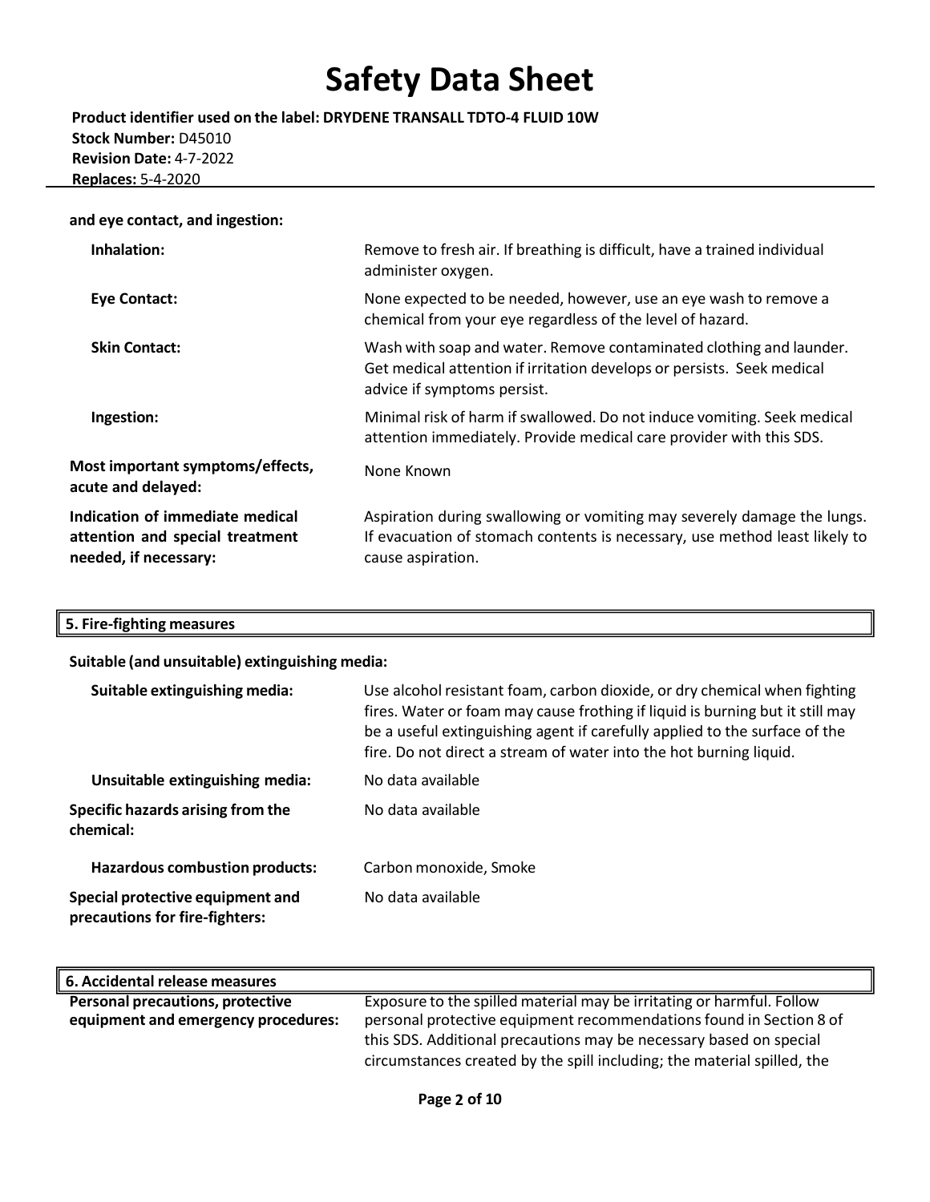**and eye contact, and ingestion:**

| | |
|---|---|
| **Inhalation:** | Remove to fresh air. If breathing is difficult, have a trained individual administer oxygen. |
| **Eye Contact:** | None expected to be needed, however, use an eye wash to remove a chemical from your eye regardless of the level of hazard. |
| **Skin Contact:** | Wash with soap and water. Remove contaminated clothing and launder. Get medical attention if irritation develops or persists. Seek medical advice if symptoms persist. |
| **Ingestion:** | Minimal risk of harm if swallowed. Do not induce vomiting. Seek medical attention immediately. Provide medical care provider with this SDS. |
| **Most important symptoms/effects, acute and delayed:** | None Known |
| **Indication of immediate medical attention and special treatment needed, if necessary:** | Aspiration during swallowing or vomiting may severely damage the lungs. If evacuation of stomach contents is necessary, use method least likely to cause aspiration. |

## 5. Fire-fighting measures

**Suitable (and unsuitable) extinguishing media:**

| | |
|---|---|
| **Suitable extinguishing media:** | Use alcohol resistant foam, carbon dioxide, or dry chemical when fighting fires. Water or foam may cause frothing if liquid is burning but it still may be a useful extinguishing agent if carefully applied to the surface of the fire. Do not direct a stream of water into the hot burning liquid. |
| **Unsuitable extinguishing media:** | No data available |
| **Specific hazards arising from the chemical:** | No data available |
| **Hazardous combustion products:** | Carbon monoxide, Smoke |
| **Special protective equipment and precautions for fire-fighters:** | No data available |

## 6. Accidental release measures

| | |
|---|---|
| **Personal precautions, protective equipment and emergency procedures:** | Exposure to the spilled material may be irritating or harmful. Follow personal protective equipment recommendations found in Section 8 of this SDS. Additional precautions may be necessary based on special circumstances created by the spill including; the material spilled, the |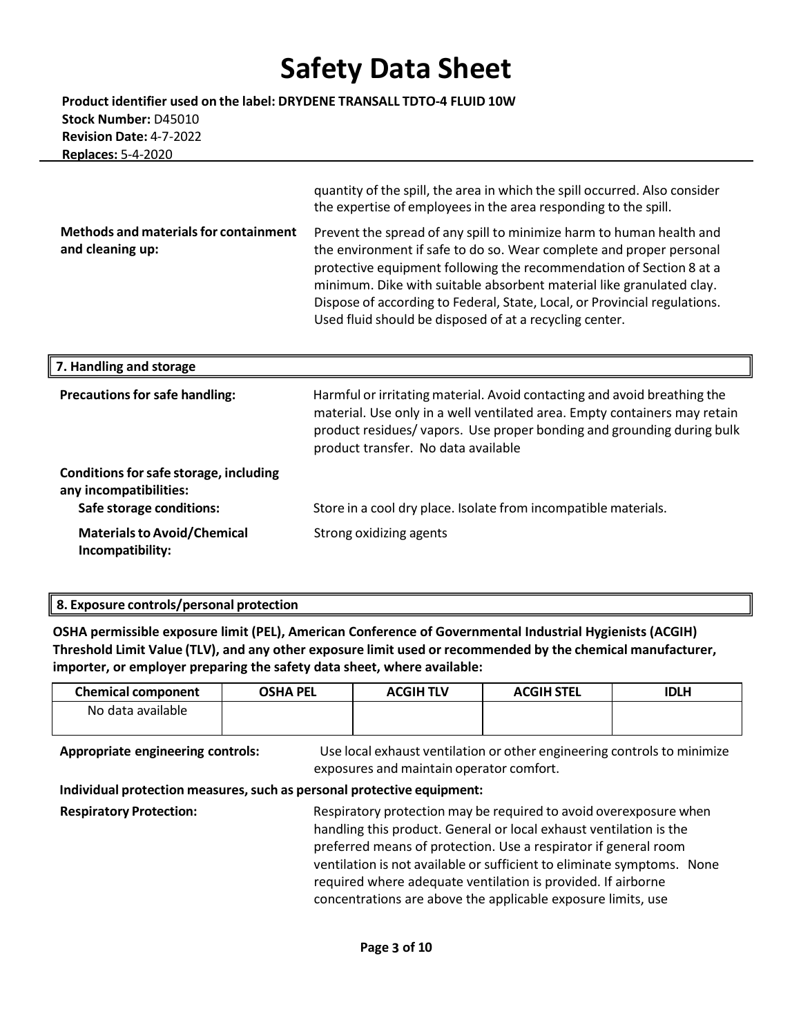quantity of the spill, the area in which the spill occurred. Also consider the expertise of employees in the area responding to the spill.

**Methods and materials for containment and cleaning up:** Prevent the spread of any spill to minimize harm to human health and the environment if safe to do so. Wear complete and proper personal protective equipment following the recommendation of Section 8 at a minimum. Dike with suitable absorbent material like granulated clay. Dispose of according to Federal, State, Local, or Provincial regulations. Used fluid should be disposed of at a recycling center.

## 7. Handling and storage

**Precautions for safe handling:** Harmful or irritating material. Avoid contacting and avoid breathing the material. Use only in a well ventilated area. Empty containers may retain product residues/ vapors. Use proper bonding and grounding during bulk product transfer. No data available

**Conditions for safe storage, including any incompatibilities:**

**Safe storage conditions:** Store in a cool dry place. Isolate from incompatible materials.

**Materials to Avoid/Chemical Incompatibility:** Strong oxidizing agents

## 8. Exposure controls/personal protection

**OSHA permissible exposure limit (PEL), American Conference of Governmental Industrial Hygienists (ACGIH) Threshold Limit Value (TLV), and any other exposure limit used or recommended by the chemical manufacturer, importer, or employer preparing the safety data sheet, where available:**

| Chemical component | OSHA PEL | ACGIH TLV | ACGIH STEL | IDLH |
| --- | --- | --- | --- | --- |
| No data available | | | | |

**Appropriate engineering controls:** Use local exhaust ventilation or other engineering controls to minimize exposures and maintain operator comfort.

**Individual protection measures, such as personal protective equipment:**

**Respiratory Protection:** Respiratory protection may be required to avoid overexposure when handling this product. General or local exhaust ventilation is the preferred means of protection. Use a respirator if general room ventilation is not available or sufficient to eliminate symptoms. None required where adequate ventilation is provided. If airborne concentrations are above the applicable exposure limits, use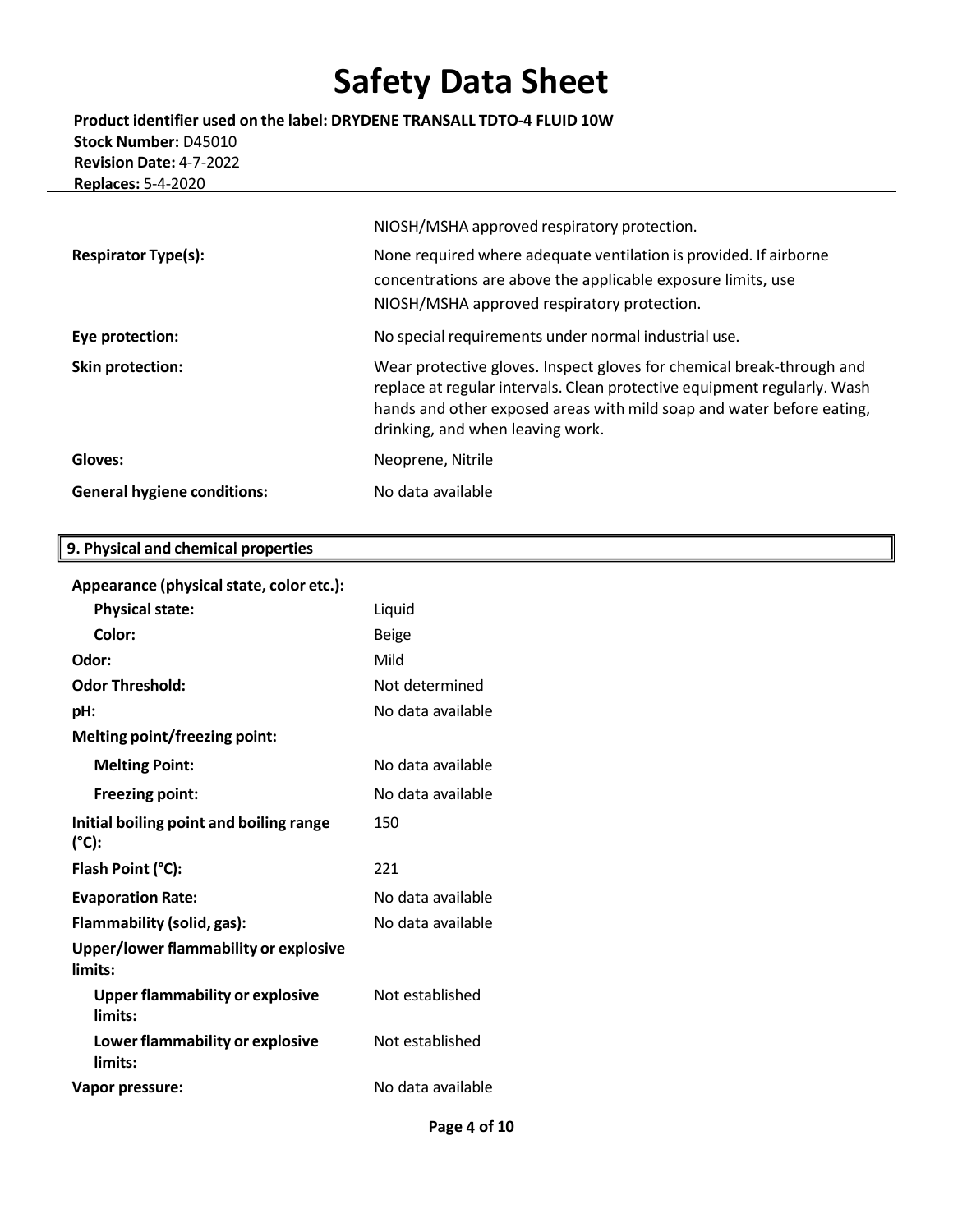NIOSH/MSHA approved respiratory protection.

| | |
|---|---|
| **Respirator Type(s):** | None required where adequate ventilation is provided. If airborne concentrations are above the applicable exposure limits, use NIOSH/MSHA approved respiratory protection. |
| **Eye protection:** | No special requirements under normal industrial use. |
| **Skin protection:** | Wear protective gloves. Inspect gloves for chemical break-through and replace at regular intervals. Clean protective equipment regularly. Wash hands and other exposed areas with mild soap and water before eating, drinking, and when leaving work. |
| **Gloves:** | Neoprene, Nitrile |
| **General hygiene conditions:** | No data available |

## 9. Physical and chemical properties

| | |
|---|---|
| **Appearance (physical state, color etc.):** | |
| **Physical state:** | Liquid |
| **Color:** | Beige |
| **Odor:** | Mild |
| **Odor Threshold:** | Not determined |
| **pH:** | No data available |
| **Melting point/freezing point:** | |
| **Melting Point:** | No data available |
| **Freezing point:** | No data available |
| **Initial boiling point and boiling range (°C):** | 150 |
| **Flash Point (°C):** | 221 |
| **Evaporation Rate:** | No data available |
| **Flammability (solid, gas):** | No data available |
| **Upper/lower flammability or explosive limits:** | |
| **Upper flammability or explosive limits:** | Not established |
| **Lower flammability or explosive limits:** | Not established |
| **Vapor pressure:** | No data available |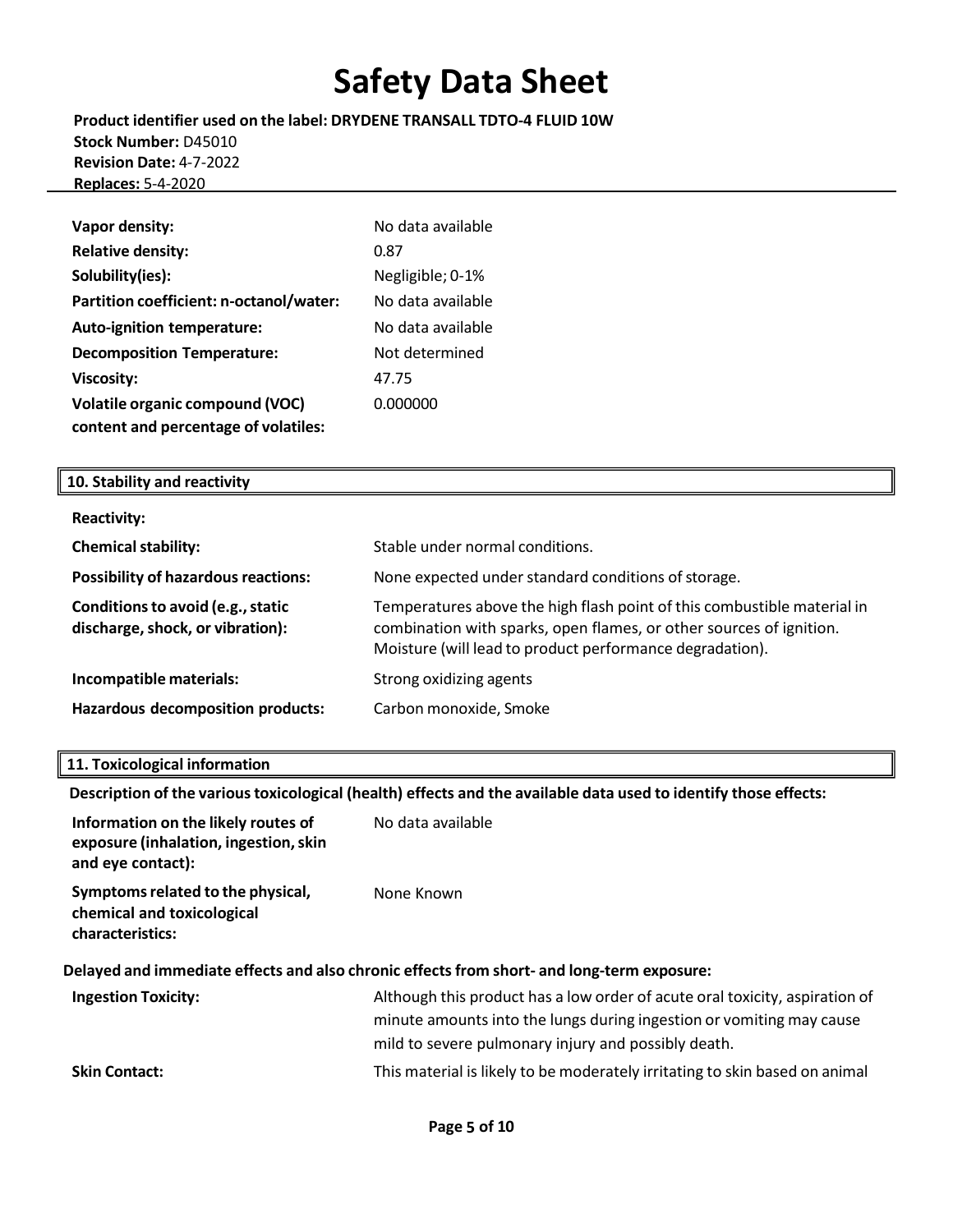| | |
|---|---|
| **Vapor density:** | No data available |
| **Relative density:** | 0.87 |
| **Solubility(ies):** | Negligible; 0-1% |
| **Partition coefficient: n-octanol/water:** | No data available |
| **Auto-ignition temperature:** | No data available |
| **Decomposition Temperature:** | Not determined |
| **Viscosity:** | 47.75 |
| **Volatile organic compound (VOC) content and percentage of volatiles:** | 0.000000 |

## 10. Stability and reactivity

| | |
|---|---|
| **Reactivity:** | |
| **Chemical stability:** | Stable under normal conditions. |
| **Possibility of hazardous reactions:** | None expected under standard conditions of storage. |
| **Conditions to avoid (e.g., static discharge, shock, or vibration):** | Temperatures above the high flash point of this combustible material in combination with sparks, open flames, or other sources of ignition. Moisture (will lead to product performance degradation). |
| **Incompatible materials:** | Strong oxidizing agents |
| **Hazardous decomposition products:** | Carbon monoxide, Smoke |

## 11. Toxicological information

**Description of the various toxicological (health) effects and the available data used to identify those effects:**

| | |
|---|---|
| **Information on the likely routes of exposure (inhalation, ingestion, skin and eye contact):** | No data available |
| **Symptoms related to the physical, chemical and toxicological characteristics:** | None Known |

**Delayed and immediate effects and also chronic effects from short- and long-term exposure:**

| | |
|---|---|
| **Ingestion Toxicity:** | Although this product has a low order of acute oral toxicity, aspiration of minute amounts into the lungs during ingestion or vomiting may cause mild to severe pulmonary injury and possibly death. |
| **Skin Contact:** | This material is likely to be moderately irritating to skin based on animal |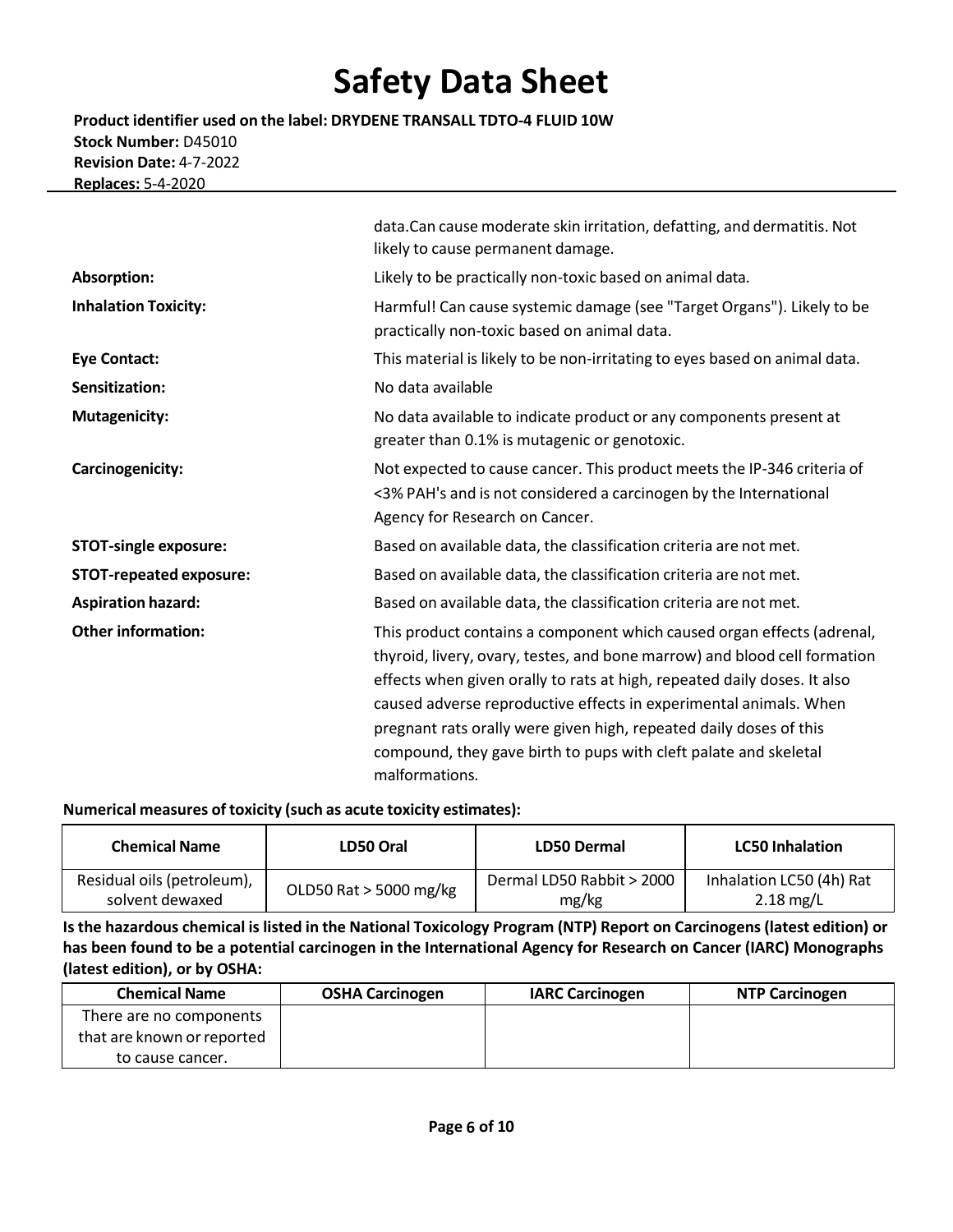data.Can cause moderate skin irritation, defatting, and dermatitis. Not likely to cause permanent damage.

**Absorption:** Likely to be practically non-toxic based on animal data.

**Inhalation Toxicity:** Harmful! Can cause systemic damage (see "Target Organs"). Likely to be practically non-toxic based on animal data.

**Eye Contact:** This material is likely to be non-irritating to eyes based on animal data.

**Sensitization:** No data available

**Mutagenicity:** No data available to indicate product or any components present at greater than 0.1% is mutagenic or genotoxic.

**Carcinogenicity:** Not expected to cause cancer. This product meets the IP-346 criteria of <3% PAH's and is not considered a carcinogen by the International Agency for Research on Cancer.

**STOT-single exposure:** Based on available data, the classification criteria are not met.

**STOT-repeated exposure:** Based on available data, the classification criteria are not met.

**Aspiration hazard:** Based on available data, the classification criteria are not met.

**Other information:** This product contains a component which caused organ effects (adrenal, thyroid, livery, ovary, testes, and bone marrow) and blood cell formation effects when given orally to rats at high, repeated daily doses. It also caused adverse reproductive effects in experimental animals. When pregnant rats orally were given high, repeated daily doses of this compound, they gave birth to pups with cleft palate and skeletal malformations.

**Numerical measures of toxicity (such as acute toxicity estimates):**

| Chemical Name | LD50 Oral | LD50 Dermal | LC50 Inhalation |
|---|---|---|---|
| Residual oils (petroleum), solvent dewaxed | OLD50 Rat > 5000 mg/kg | Dermal LD50 Rabbit > 2000 mg/kg | Inhalation LC50 (4h) Rat 2.18 mg/L |

**Is the hazardous chemical is listed in the National Toxicology Program (NTP) Report on Carcinogens (latest edition) or has been found to be a potential carcinogen in the International Agency for Research on Cancer (IARC) Monographs (latest edition), or by OSHA:**

| Chemical Name | OSHA Carcinogen | IARC Carcinogen | NTP Carcinogen |
|---|---|---|---|
| There are no components that are known or reported to cause cancer. | | | |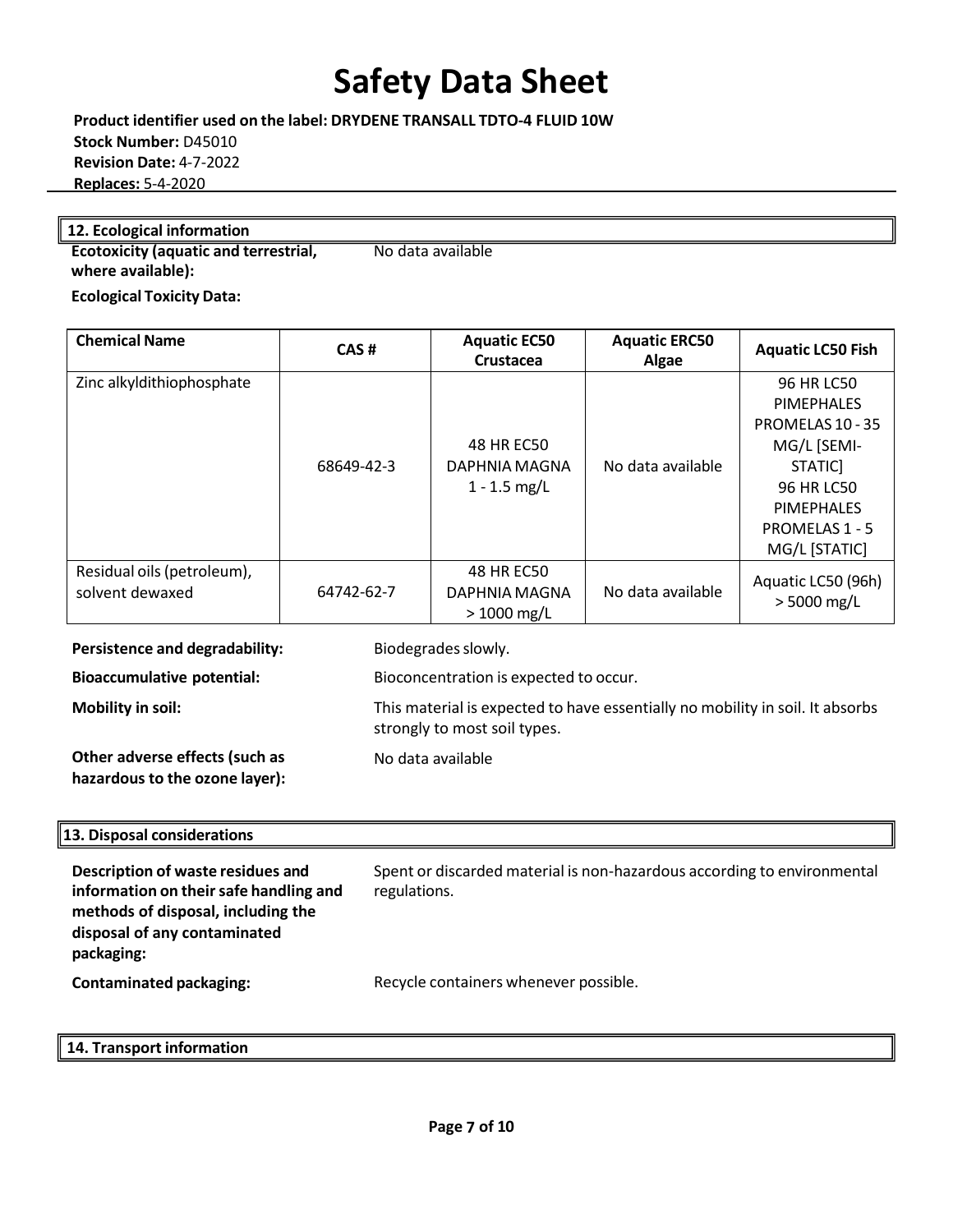# Safety Data Sheet

**Product identifier used on the label: DRYDENE TRANSALL TDTO-4 FLUID 10W**
**Stock Number:** D45010
**Revision Date:** 4-7-2022
**Replaces:** 5-4-2020

## 12. Ecological information

**Ecotoxicity (aquatic and terrestrial, where available):** No data available

**Ecological Toxicity Data:**

| Chemical Name | CAS # | Aquatic EC50 Crustacea | Aquatic ERC50 Algae | Aquatic LC50 Fish |
|---|---|---|---|---|
| Zinc alkyldithiophosphate | 68649-42-3 | 48 HR EC50 DAPHNIA MAGNA 1 - 1.5 mg/L | No data available | 96 HR LC50 PIMEPHALES PROMELAS 10 - 35 MG/L [SEMI-STATIC] 96 HR LC50 PIMEPHALES PROMELAS 1 - 5 MG/L [STATIC] |
| Residual oils (petroleum), solvent dewaxed | 64742-62-7 | 48 HR EC50 DAPHNIA MAGNA > 1000 mg/L | No data available | Aquatic LC50 (96h) > 5000 mg/L |

**Persistence and degradability:** Biodegrades slowly.

**Bioaccumulative potential:** Bioconcentration is expected to occur.

**Mobility in soil:** This material is expected to have essentially no mobility in soil. It absorbs strongly to most soil types.

**Other adverse effects (such as hazardous to the ozone layer):** No data available

## 13. Disposal considerations

**Description of waste residues and information on their safe handling and methods of disposal, including the disposal of any contaminated packaging:** Spent or discarded material is non-hazardous according to environmental regulations.

**Contaminated packaging:** Recycle containers whenever possible.

## 14. Transport information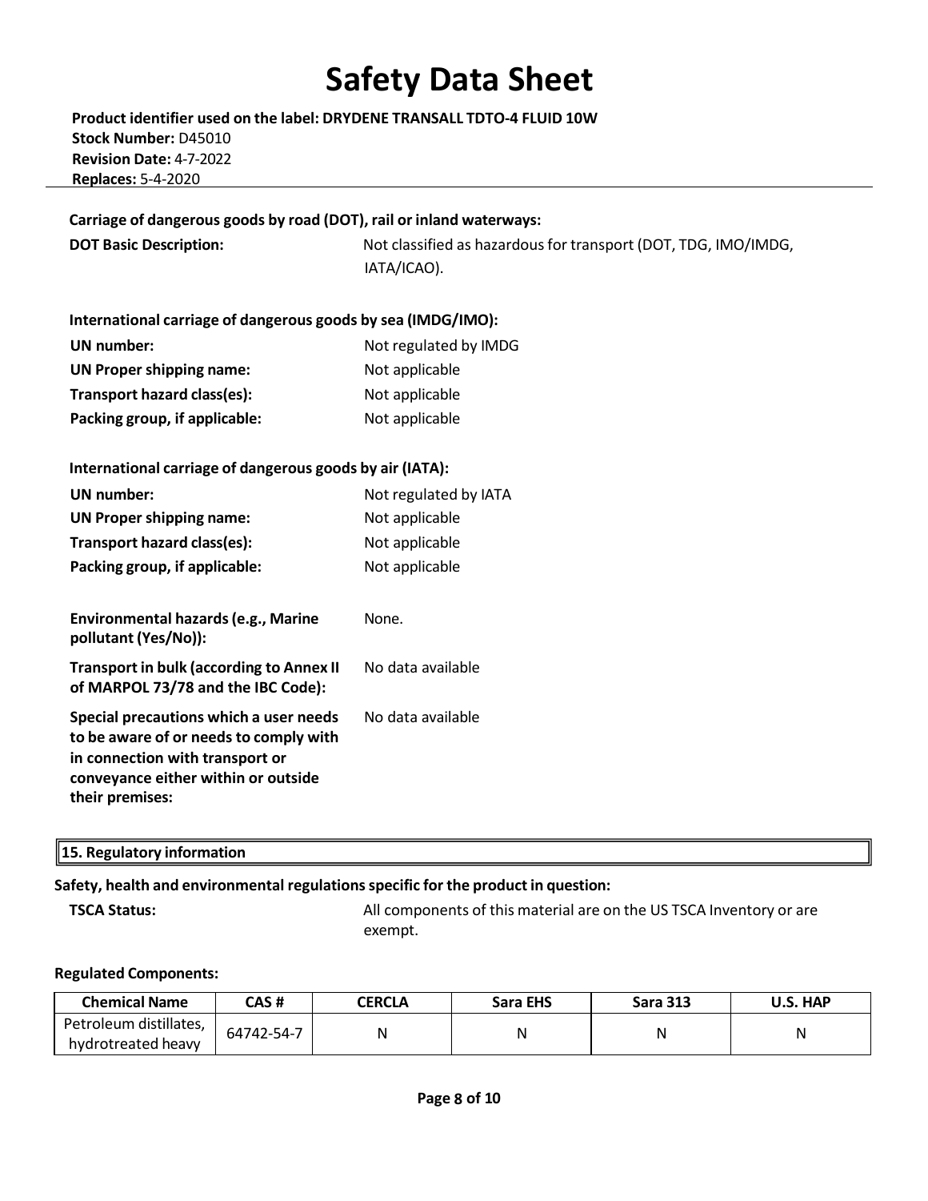**Carriage of dangerous goods by road (DOT), rail or inland waterways:**

**DOT Basic Description:** Not classified as hazardous for transport (DOT, TDG, IMO/IMDG, IATA/ICAO).

**International carriage of dangerous goods by sea (IMDG/IMO):**

**UN number:** Not regulated by IMDG

**UN Proper shipping name:** Not applicable

**Transport hazard class(es):** Not applicable

**Packing group, if applicable:** Not applicable

**International carriage of dangerous goods by air (IATA):**

**UN number:** Not regulated by IATA

**UN Proper shipping name:** Not applicable

**Transport hazard class(es):** Not applicable

**Packing group, if applicable:** Not applicable

**Environmental hazards (e.g., Marine pollutant (Yes/No)):** None.

**Transport in bulk (according to Annex II of MARPOL 73/78 and the IBC Code):** No data available

**Special precautions which a user needs to be aware of or needs to comply with in connection with transport or conveyance either within or outside their premises:** No data available

## 15. Regulatory information

**Safety, health and environmental regulations specific for the product in question:**

**TSCA Status:** All components of this material are on the US TSCA Inventory or are exempt.

**Regulated Components:**

| Chemical Name | CAS # | CERCLA | Sara EHS | Sara 313 | U.S. HAP |
|---|---|---|---|---|---|
| Petroleum distillates, hydrotreated heavy | 64742-54-7 | N | N | N | N |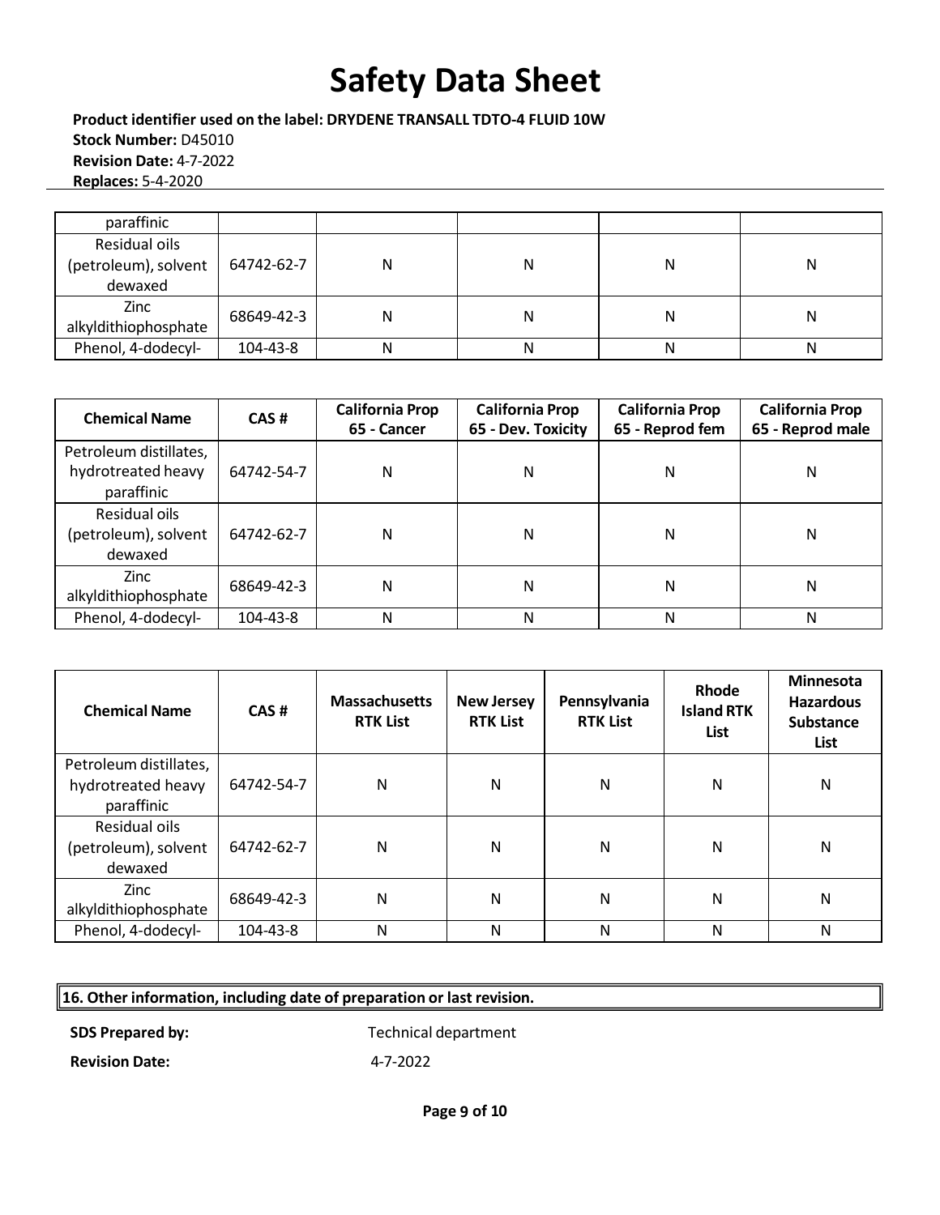| | | | | | |
|---|---|---|---|---|---|
| paraffinic | | | | | |
| Residual oils (petroleum), solvent dewaxed | 64742-62-7 | N | N | N | N |
| Zinc alkyldithiophosphate | 68649-42-3 | N | N | N | N |
| Phenol, 4-dodecyl- | 104-43-8 | N | N | N | N |

| Chemical Name | CAS # | California Prop 65 - Cancer | California Prop 65 - Dev. Toxicity | California Prop 65 - Reprod fem | California Prop 65 - Reprod male |
|---|---|---|---|---|---|
| Petroleum distillates, hydrotreated heavy paraffinic | 64742-54-7 | N | N | N | N |
| Residual oils (petroleum), solvent dewaxed | 64742-62-7 | N | N | N | N |
| Zinc alkyldithiophosphate | 68649-42-3 | N | N | N | N |
| Phenol, 4-dodecyl- | 104-43-8 | N | N | N | N |

| Chemical Name | CAS # | Massachusetts RTK List | New Jersey RTK List | Pennsylvania RTK List | Rhode Island RTK List | Minnesota Hazardous Substance List |
|---|---|---|---|---|---|---|
| Petroleum distillates, hydrotreated heavy paraffinic | 64742-54-7 | N | N | N | N | N |
| Residual oils (petroleum), solvent dewaxed | 64742-62-7 | N | N | N | N | N |
| Zinc alkyldithiophosphate | 68649-42-3 | N | N | N | N | N |
| Phenol, 4-dodecyl- | 104-43-8 | N | N | N | N | N |

## 16. Other information, including date of preparation or last revision.

**SDS Prepared by:** Technical department

**Revision Date:** 4-7-2022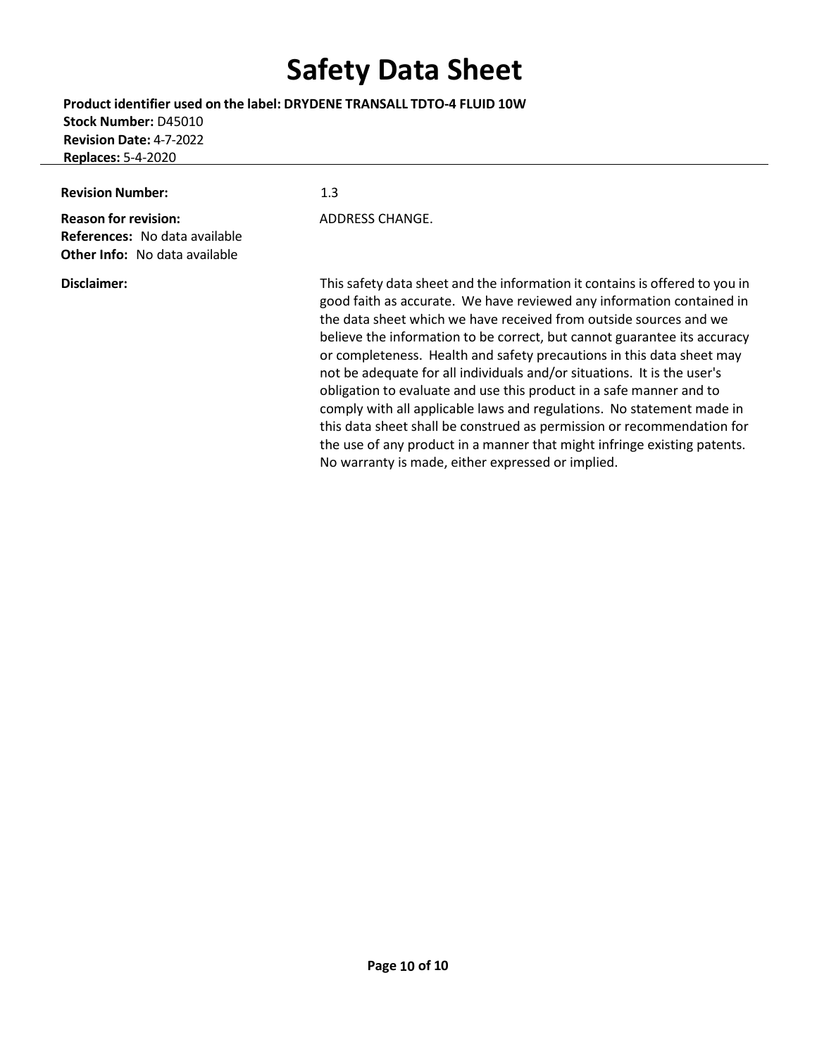# Safety Data Sheet

**Product identifier used on the label: DRYDENE TRANSALL TDTO-4 FLUID 10W**
**Stock Number:** D45010
**Revision Date:** 4-7-2022
**Replaces:** 5-4-2020

---

**Revision Number:** 1.3

**Reason for revision:** ADDRESS CHANGE.

**References:** No data available

**Other Info:** No data available

**Disclaimer:** This safety data sheet and the information it contains is offered to you in good faith as accurate. We have reviewed any information contained in the data sheet which we have received from outside sources and we believe the information to be correct, but cannot guarantee its accuracy or completeness. Health and safety precautions in this data sheet may not be adequate for all individuals and/or situations. It is the user's obligation to evaluate and use this product in a safe manner and to comply with all applicable laws and regulations. No statement made in this data sheet shall be construed as permission or recommendation for the use of any product in a manner that might infringe existing patents. No warranty is made, either expressed or implied.